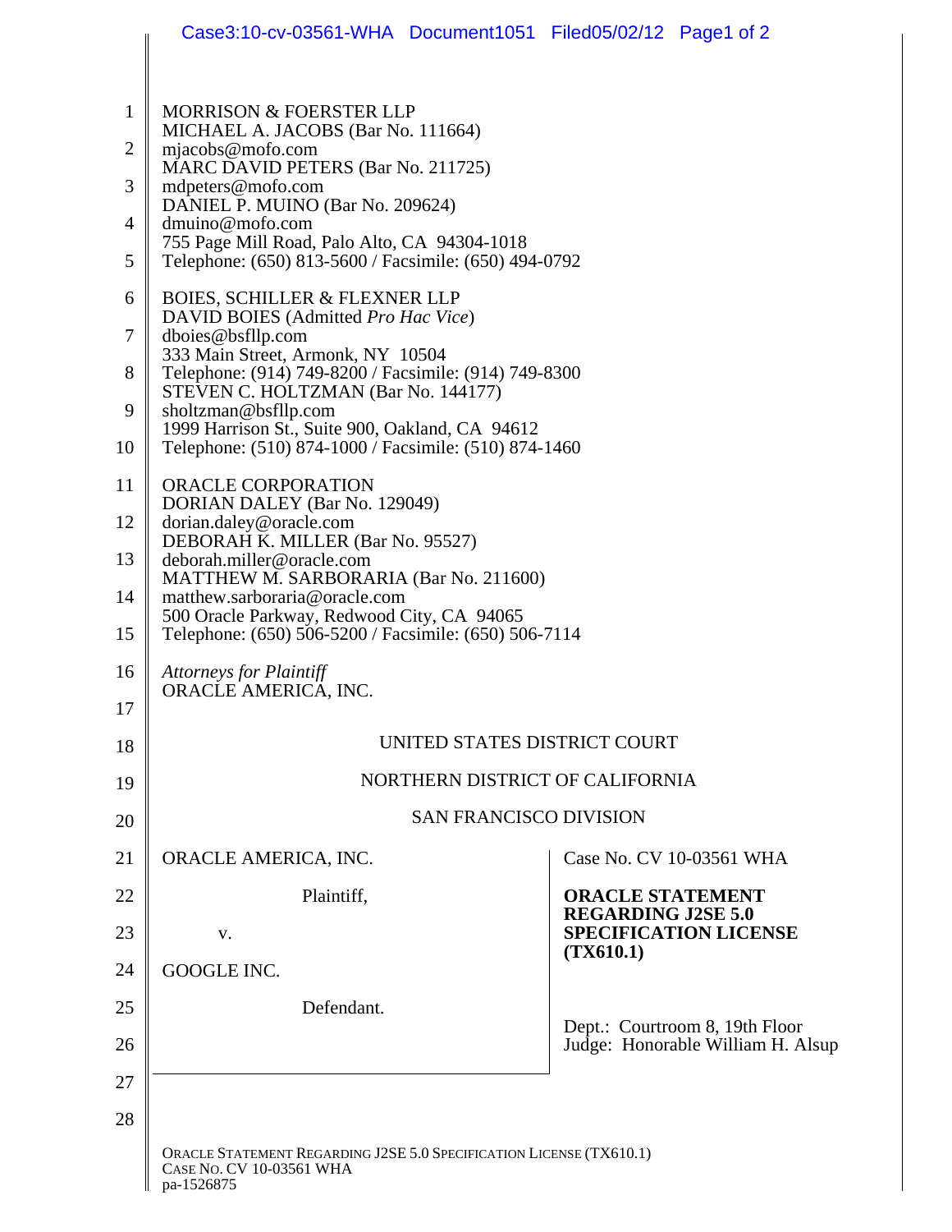MORRISON & FOERSTER LLP
MICHAEL A. JACOBS (Bar No. 111664)
mjacobs@mofo.com
MARC DAVID PETERS (Bar No. 211725)
mdpeters@mofo.com
DANIEL P. MUINO (Bar No. 209624)
dmuino@mofo.com
755 Page Mill Road, Palo Alto, CA 94304-1018
Telephone: (650) 813-5600 / Facsimile: (650) 494-0792

BOIES, SCHILLER & FLEXNER LLP
DAVID BOIES (Admitted *Pro Hac Vice*)
dboies@bsfllp.com
333 Main Street, Armonk, NY 10504
Telephone: (914) 749-8200 / Facsimile: (914) 749-8300
STEVEN C. HOLTZMAN (Bar No. 144177)
sholtzman@bsfllp.com
1999 Harrison St., Suite 900, Oakland, CA 94612
Telephone: (510) 874-1000 / Facsimile: (510) 874-1460

ORACLE CORPORATION
DORIAN DALEY (Bar No. 129049)
dorian.daley@oracle.com
DEBORAH K. MILLER (Bar No. 95527)
deborah.miller@oracle.com
MATTHEW M. SARBORARIA (Bar No. 211600)
matthew.sarboraria@oracle.com
500 Oracle Parkway, Redwood City, CA 94065
Telephone: (650) 506-5200 / Facsimile: (650) 506-7114

*Attorneys for Plaintiff*
ORACLE AMERICA, INC.

UNITED STATES DISTRICT COURT

NORTHERN DISTRICT OF CALIFORNIA

SAN FRANCISCO DIVISION

ORACLE AMERICA, INC.

Plaintiff,

v.

GOOGLE INC.

Defendant.

Case No. CV 10-03561 WHA

**ORACLE STATEMENT REGARDING J2SE 5.0 SPECIFICATION LICENSE (TX610.1)**

Dept.: Courtroom 8, 19th Floor
Judge: Honorable William H. Alsup

ORACLE STATEMENT REGARDING J2SE 5.0 SPECIFICATION LICENSE (TX610.1)
CASE NO. CV 10-03561 WHA
pa-1526875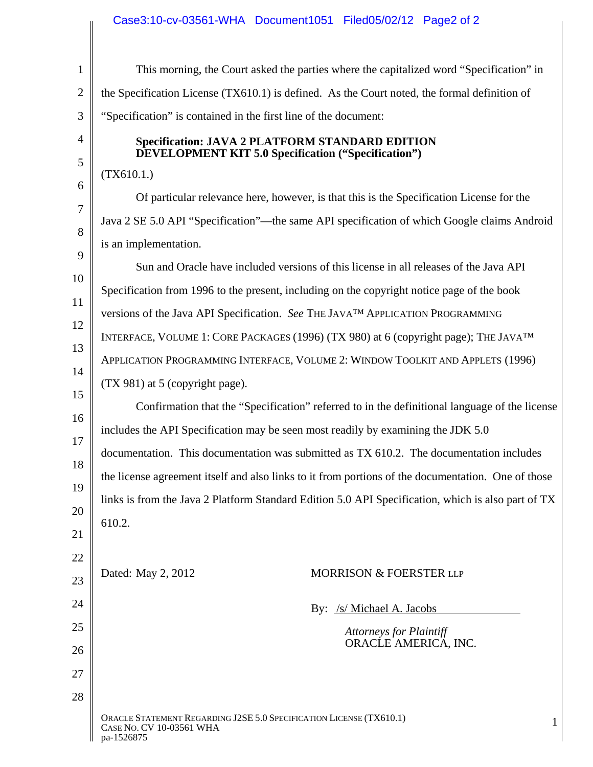This morning, the Court asked the parties where the capitalized word “Specification” in the Specification License (TX610.1) is defined. As the Court noted, the formal definition of “Specification” is contained in the first line of the document:

> **Specification: JAVA 2 PLATFORM STANDARD EDITION DEVELOPMENT KIT 5.0 Specification (“Specification”)**

(TX610.1.)

Of particular relevance here, however, is that this is the Specification License for the Java 2 SE 5.0 API “Specification”—the same API specification of which Google claims Android is an implementation.

Sun and Oracle have included versions of this license in all releases of the Java API Specification from 1996 to the present, including on the copyright notice page of the book versions of the Java API Specification. *See* THE JAVA™ APPLICATION PROGRAMMING INTERFACE, VOLUME 1: CORE PACKAGES (1996) (TX 980) at 6 (copyright page); THE JAVA™ APPLICATION PROGRAMMING INTERFACE, VOLUME 2: WINDOW TOOLKIT AND APPLETS (1996) (TX 981) at 5 (copyright page).

Confirmation that the “Specification” referred to in the definitional language of the license includes the API Specification may be seen most readily by examining the JDK 5.0 documentation. This documentation was submitted as TX 610.2. The documentation includes the license agreement itself and also links to it from portions of the documentation. One of those links is from the Java 2 Platform Standard Edition 5.0 API Specification, which is also part of TX 610.2.

Dated: May 2, 2012

MORRISON & FOERSTER LLP

By: /s/ Michael A. Jacobs

*Attorneys for Plaintiff*
ORACLE AMERICA, INC.